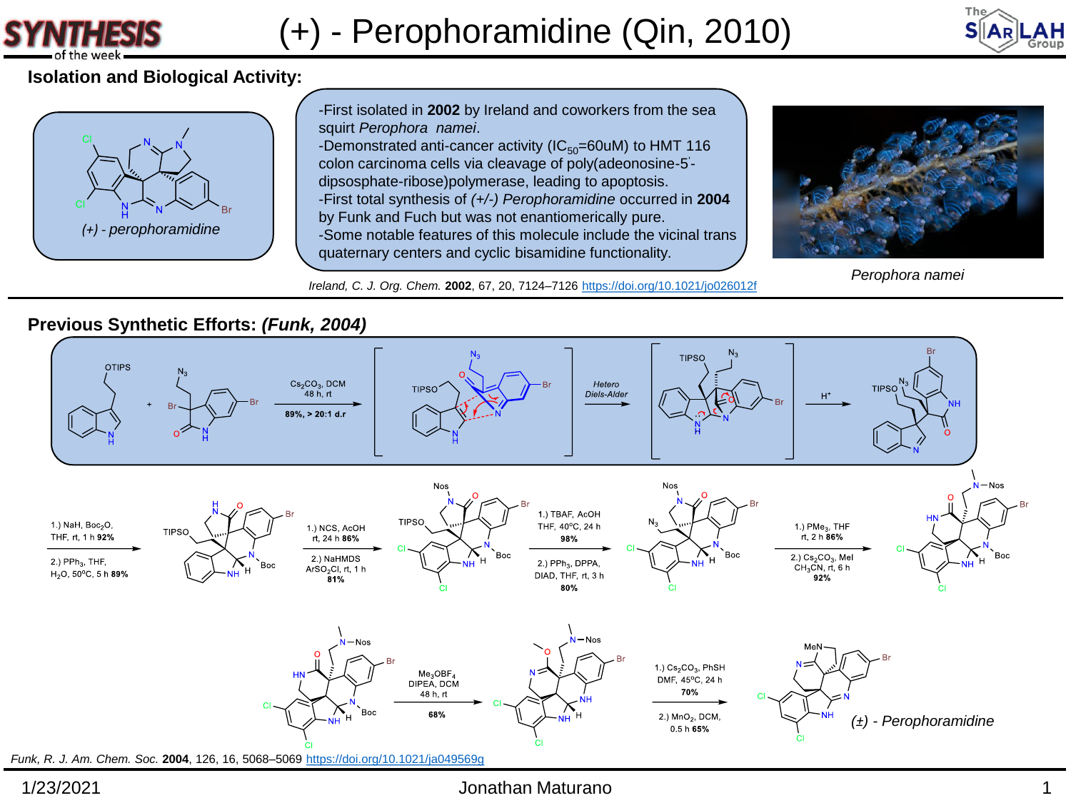# (+) - Perophoramidine (Qin, 2010)

## Isolation and Biological Activity:

*(+) - perophoramidine*

- First isolated in **2002** by Ireland and coworkers from the sea squirt *Perophora namei*.
- Demonstrated anti-cancer activity ($IC_{50}$=60uM) to HMT 116 colon carcinoma cells via cleavage of poly(adeonosine-5'-dipsosphate-ribose)polymerase, leading to apoptosis.
- First total synthesis of *(+/-) Perophoramidine* occurred in **2004** by Funk and Fuch but was not enantiomerically pure.
- Some notable features of this molecule include the vicinal trans quaternary centers and cyclic bisamidine functionality.

*Perophora namei*

Ireland, C. *J. Org. Chem.* **2002**, 67, 20, 7124–7126 https://doi.org/10.1021/jo026012f

## Previous Synthetic Efforts: *(Funk, 2004)*

$Cs_2CO_3$, DCM, 48 h, rt — **89%, > 20:1 d.r**

Hetero Diels-Alder

$H^+$

1.) NaH, $Boc_2O$, THF, rt, 1 h **92%**
2.) $PPh_3$, THF, $H_2O$, 50°C, 5 h **89%**

1.) NCS, AcOH rt, 24 h **86%**
2.) NaHMDS $ArSO_2Cl$, rt, 1 h **81%**

1.) TBAF, AcOH THF, 40°C, 24 h **98%**
2.) $PPh_3$, DPPA, DIAD, THF, rt, 3 h **80%**

1.) $PMe_3$, THF rt, 2 h **86%**
2.) $Cs_2CO_3$, MeI $CH_3CN$, rt, 6 h **92%**

$Me_3OBF_4$, DIPEA, DCM 48 h, rt **68%**

1.) $Cs_2CO_3$, PhSH DMF, 45°C, 24 h **70%**
2.) $MnO_2$, DCM, 0.5 h **65%**

*(±) - Perophoramidine*

Funk, R. *J. Am. Chem. Soc.* **2004**, 126, 16, 5068–5069 https://doi.org/10.1021/ja049569g

1/23/2021 Jonathan Maturano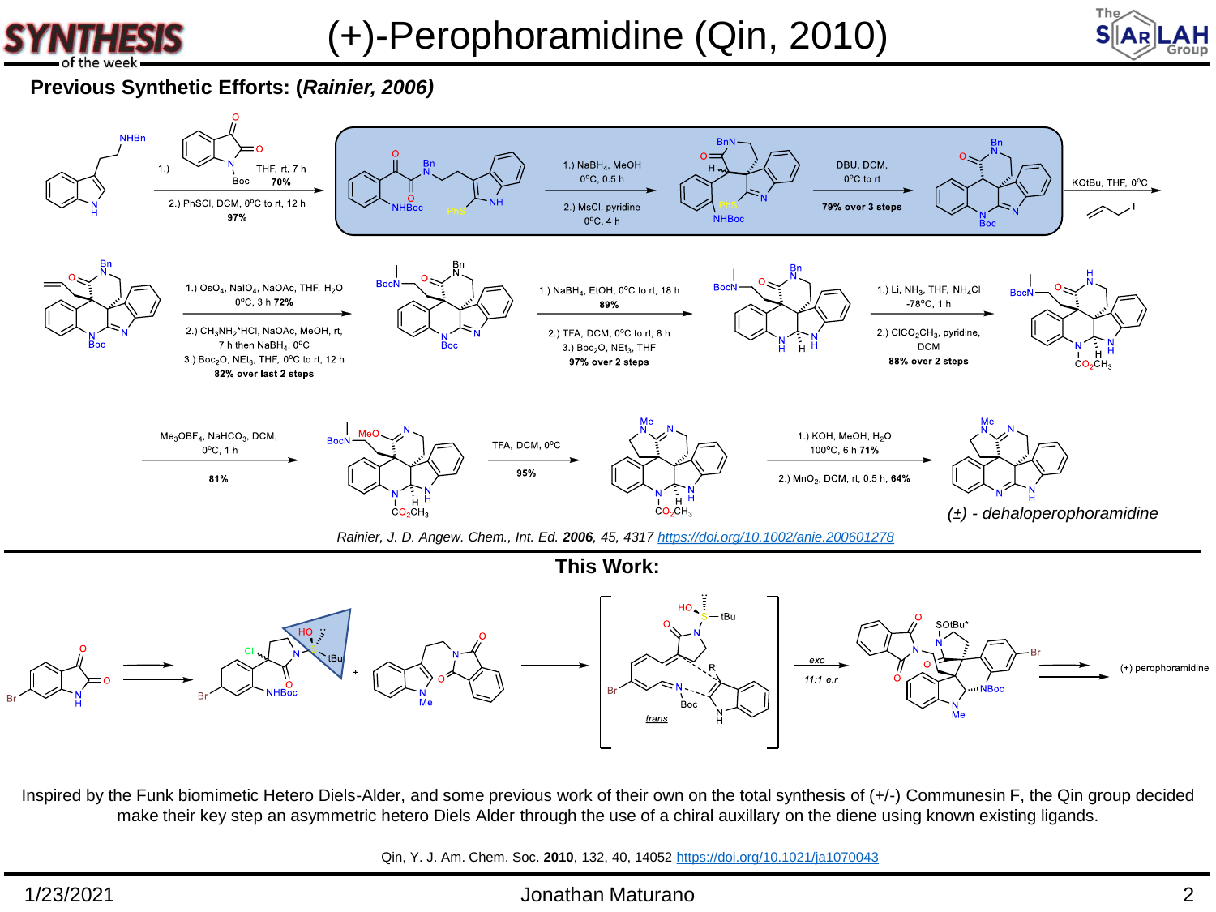# (+)-Perophoramidine (Qin, 2010)

## Previous Synthetic Efforts: (*Rainier, 2006*)

1.) THF, rt, 7 h, 70%
2.) PhSCl, DCM, 0°C to rt, 12 h, 97%

1.) $NaBH_4$, MeOH, 0°C, 0.5 h
2.) MsCl, pyridine, 0°C, 4 h

DBU, DCM, 0°C to rt, 79% over 3 steps

KOtBu, THF, 0°C

1.) $OsO_4$, $NaIO_4$, NaOAc, THF, $H_2O$, 0°C, 3 h 72%
2.) $CH_3NH_2$*HCl, NaOAc, MeOH, rt, 7 h then $NaBH_4$, 0°C
3.) $Boc_2O$, $NEt_3$, THF, 0°C to rt, 12 h
82% over last 2 steps

1.) $NaBH_4$, EtOH, 0°C to rt, 18 h, 89%
2.) TFA, DCM, 0°C to rt, 8 h
3.) $Boc_2O$, $NEt_3$, THF
97% over 2 steps

1.) Li, $NH_3$, THF, $NH_4Cl$, -78°C, 1 h
2.) $ClCO_2CH_3$, pyridine, DCM
88% over 2 steps

$Me_3OBF_4$, $NaHCO_3$, DCM, 0°C, 1 h, 81%

TFA, DCM, 0°C, 95%

1.) KOH, MeOH, $H_2O$, 100°C, 6 h 71%
2.) $MnO_2$, DCM, rt, 0.5 h, 64%

*(±) - dehaloperophoramidine*

*Rainier, J. D. Angew. Chem., Int. Ed.* **2006**, 45, 4317 https://doi.org/10.1002/anie.200601278

## This Work:

*exo*, 11:1 e.r → (+) perophoramidine

Inspired by the Funk biomimetic Hetero Diels-Alder, and some previous work of their own on the total synthesis of (+/-) Communesin F, the Qin group decided make their key step an asymmetric hetero Diels Alder through the use of a chiral auxillary on the diene using known existing ligands.

Qin, Y. J. Am. Chem. Soc. **2010**, 132, 40, 14052 https://doi.org/10.1021/ja1070043

1/23/2021 Jonathan Maturano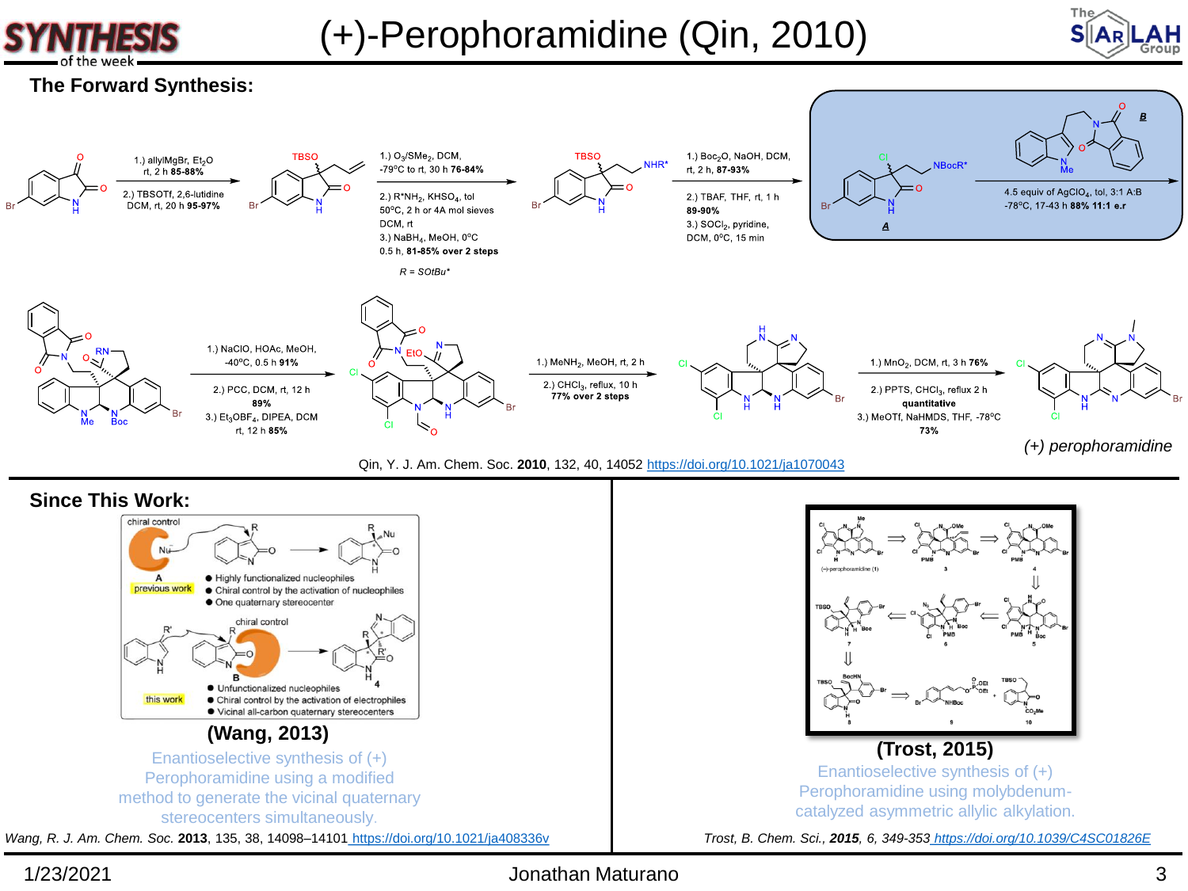# (+)-Perophoramidine (Qin, 2010)

## The Forward Synthesis:

1.) allylMgBr, $Et_2O$ rt, 2 h **85-88%**

2.) TBSOTf, 2,6-lutidine DCM, rt, 20 h **95-97%**

1.) $O_3$/$SMe_2$, DCM, -79°C to rt, 30 h **76-84%**

2.) R*$NH_2$, $KHSO_4$, tol 50°C, 2 h or 4A mol sieves DCM, rt

3.) $NaBH_4$, MeOH, 0°C 0.5 h, **81-85% over 2 steps**

R = SOtBu*

1.) $Boc_2O$, NaOH, DCM, rt, 2 h **87-93%**

2.) TBAF, THF, rt, 1 h **89-90%**

3.) $SOCl_2$, pyridine, DCM, 0°C, 15 min

**A** + **B**: 4.5 equiv of $AgClO_4$, tol, 3:1 A:B -78°C, 17-43 h **88% 11:1 e.r**

1.) NaClO, HOAc, MeOH, -40°C, 0.5 h **91%**

2.) PCC, DCM, rt, 12 h **89%**

3.) $Et_3OBF_4$, DIPEA, DCM rt, 12 h **85%**

1.) $MeNH_2$, MeOH, rt, 2 h

2.) $CHCl_3$, reflux, 10 h **77% over 2 steps**

1.) $MnO_2$, DCM, rt, 3 h **76%**

2.) PPTS, $CHCl_3$, reflux 2 h **quantitative**

3.) MeOTf, NaHMDS, THF, -78°C **73%**

*(+) perophoramidine*

Qin, Y. J. Am. Chem. Soc. **2010**, 132, 40, 14052 https://doi.org/10.1021/ja1070043

## Since This Work:

chiral control

A — previous work

- Highly functionalized nucleophiles
- Chiral control by the activation of nucleophiles
- One quaternary stereocenter

chiral control

B — this work

- Unfunctionalized nucleophiles
- Chiral control by the activation of electrophiles
- Vicinal all-carbon quaternary stereocenters

### (Wang, 2013)

Enantioselective synthesis of (+) Perophoramidine using a modified method to generate the vicinal quaternary stereocenters simultaneously.

*Wang, R. J. Am. Chem. Soc.* **2013**, 135, 38, 14098–14101 https://doi.org/10.1021/ja408336v

### (Trost, 2015)

Enantioselective synthesis of (+) Perophoramidine using molybdenum-catalyzed asymmetric allylic alkylation.

*Trost, B. Chem. Sci.*, ***2015***, 6, 349-353 https://doi.org/10.1039/C4SC01826E

1/23/2021 Jonathan Maturano